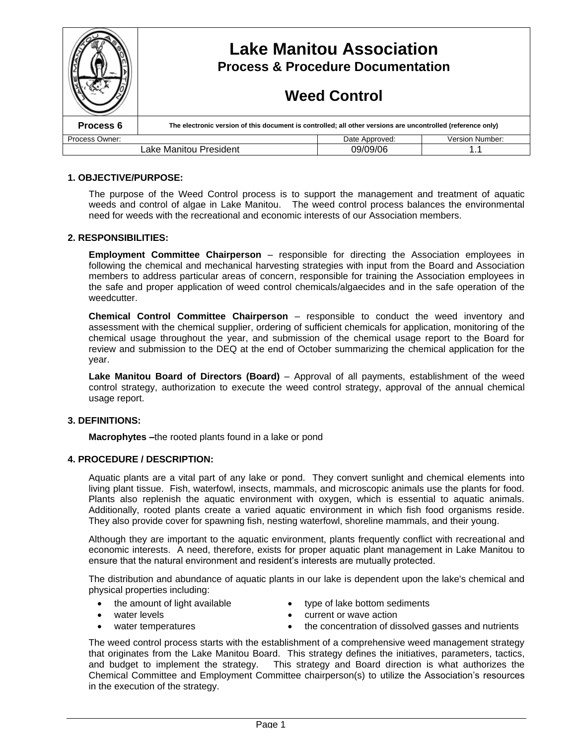# Lake Manitou Association

## Process & Procedure Documentation

## Weed Control

| Process 6 | The electronic version of this document is controlled; all other versions are uncontrolled (reference only) | |
|---|---|---|
| Process Owner: | Date Approved: | Version Number: |
| Lake Manitou President | 09/09/06 | 1.1 |

### 1. OBJECTIVE/PURPOSE:

The purpose of the Weed Control process is to support the management and treatment of aquatic weeds and control of algae in Lake Manitou. The weed control process balances the environmental need for weeds with the recreational and economic interests of our Association members.

### 2. RESPONSIBILITIES:

**Employment Committee Chairperson** – responsible for directing the Association employees in following the chemical and mechanical harvesting strategies with input from the Board and Association members to address particular areas of concern, responsible for training the Association employees in the safe and proper application of weed control chemicals/algaecides and in the safe operation of the weedcutter.

**Chemical Control Committee Chairperson** – responsible to conduct the weed inventory and assessment with the chemical supplier, ordering of sufficient chemicals for application, monitoring of the chemical usage throughout the year, and submission of the chemical usage report to the Board for review and submission to the DEQ at the end of October summarizing the chemical application for the year.

**Lake Manitou Board of Directors (Board)** – Approval of all payments, establishment of the weed control strategy, authorization to execute the weed control strategy, approval of the annual chemical usage report.

### 3. DEFINITIONS:

**Macrophytes –**the rooted plants found in a lake or pond

### 4. PROCEDURE / DESCRIPTION:

Aquatic plants are a vital part of any lake or pond. They convert sunlight and chemical elements into living plant tissue. Fish, waterfowl, insects, mammals, and microscopic animals use the plants for food. Plants also replenish the aquatic environment with oxygen, which is essential to aquatic animals. Additionally, rooted plants create a varied aquatic environment in which fish food organisms reside. They also provide cover for spawning fish, nesting waterfowl, shoreline mammals, and their young.

Although they are important to the aquatic environment, plants frequently conflict with recreational and economic interests. A need, therefore, exists for proper aquatic plant management in Lake Manitou to ensure that the natural environment and resident's interests are mutually protected.

The distribution and abundance of aquatic plants in our lake is dependent upon the lake's chemical and physical properties including:

- the amount of light available
- water levels
- water temperatures
- type of lake bottom sediments
- current or wave action
- the concentration of dissolved gasses and nutrients

The weed control process starts with the establishment of a comprehensive weed management strategy that originates from the Lake Manitou Board. This strategy defines the initiatives, parameters, tactics, and budget to implement the strategy. This strategy and Board direction is what authorizes the Chemical Committee and Employment Committee chairperson(s) to utilize the Association's resources in the execution of the strategy.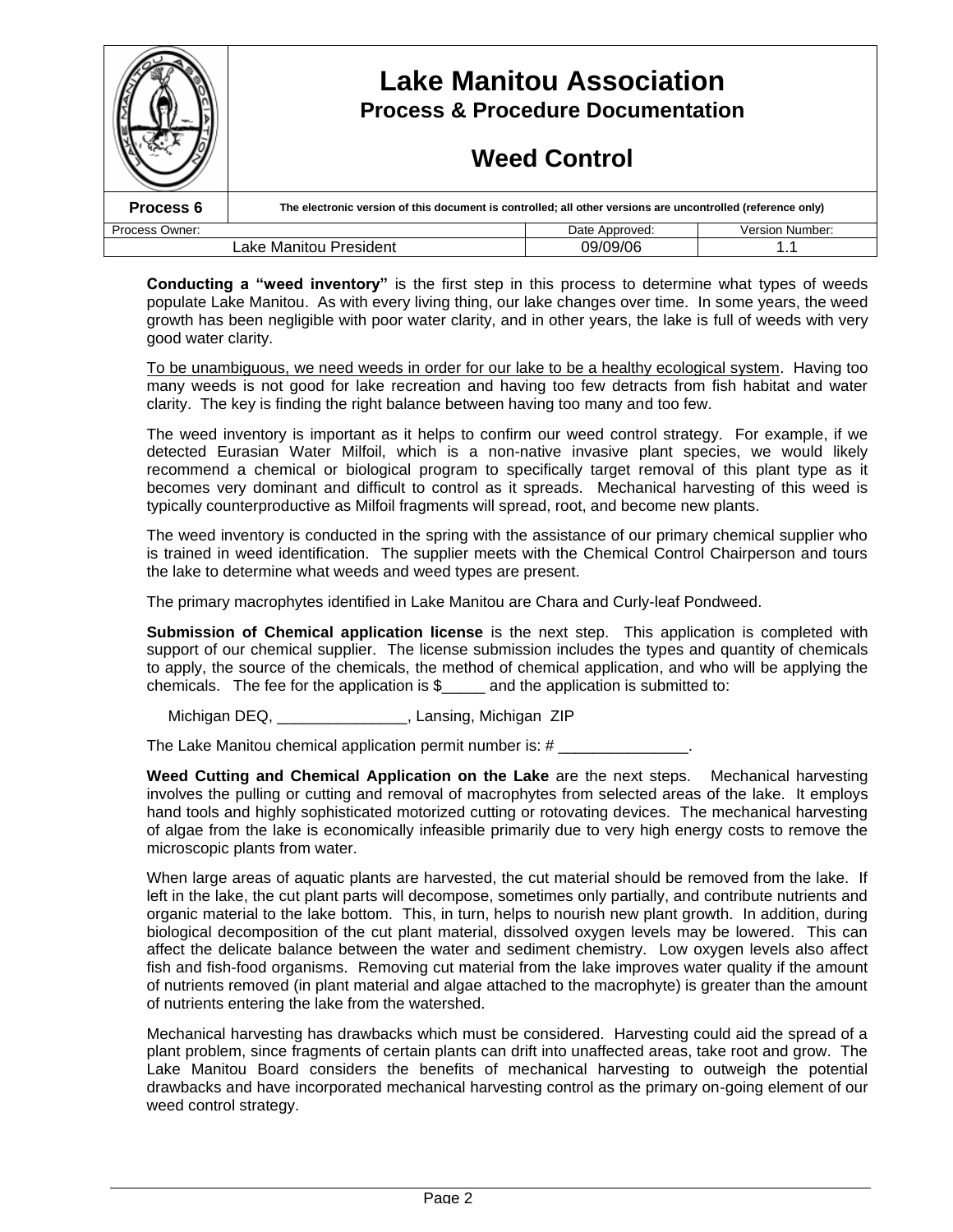| | Lake Manitou Association<br>Process & Procedure Documentation<br><br>Weed Control | | |
|---|---|---|---|
| **Process 6** | **The electronic version of this document is controlled; all other versions are uncontrolled (reference only)** | | |
| Process Owner: | | Date Approved: | Version Number: |
| Lake Manitou President | | 09/09/06 | 1.1 |

**Conducting a "weed inventory"** is the first step in this process to determine what types of weeds populate Lake Manitou. As with every living thing, our lake changes over time. In some years, the weed growth has been negligible with poor water clarity, and in other years, the lake is full of weeds with very good water clarity.

To be unambiguous, we need weeds in order for our lake to be a healthy ecological system. Having too many weeds is not good for lake recreation and having too few detracts from fish habitat and water clarity. The key is finding the right balance between having too many and too few.

The weed inventory is important as it helps to confirm our weed control strategy. For example, if we detected Eurasian Water Milfoil, which is a non-native invasive plant species, we would likely recommend a chemical or biological program to specifically target removal of this plant type as it becomes very dominant and difficult to control as it spreads. Mechanical harvesting of this weed is typically counterproductive as Milfoil fragments will spread, root, and become new plants.

The weed inventory is conducted in the spring with the assistance of our primary chemical supplier who is trained in weed identification. The supplier meets with the Chemical Control Chairperson and tours the lake to determine what weeds and weed types are present.

The primary macrophytes identified in Lake Manitou are Chara and Curly-leaf Pondweed.

**Submission of Chemical application license** is the next step. This application is completed with support of our chemical supplier. The license submission includes the types and quantity of chemicals to apply, the source of the chemicals, the method of chemical application, and who will be applying the chemicals. The fee for the application is $_____ and the application is submitted to:

Michigan DEQ, _______________, Lansing, Michigan ZIP

The Lake Manitou chemical application permit number is: # _______________.

**Weed Cutting and Chemical Application on the Lake** are the next steps. Mechanical harvesting involves the pulling or cutting and removal of macrophytes from selected areas of the lake. It employs hand tools and highly sophisticated motorized cutting or rotovating devices. The mechanical harvesting of algae from the lake is economically infeasible primarily due to very high energy costs to remove the microscopic plants from water.

When large areas of aquatic plants are harvested, the cut material should be removed from the lake. If left in the lake, the cut plant parts will decompose, sometimes only partially, and contribute nutrients and organic material to the lake bottom. This, in turn, helps to nourish new plant growth. In addition, during biological decomposition of the cut plant material, dissolved oxygen levels may be lowered. This can affect the delicate balance between the water and sediment chemistry. Low oxygen levels also affect fish and fish-food organisms. Removing cut material from the lake improves water quality if the amount of nutrients removed (in plant material and algae attached to the macrophyte) is greater than the amount of nutrients entering the lake from the watershed.

Mechanical harvesting has drawbacks which must be considered. Harvesting could aid the spread of a plant problem, since fragments of certain plants can drift into unaffected areas, take root and grow. The Lake Manitou Board considers the benefits of mechanical harvesting to outweigh the potential drawbacks and have incorporated mechanical harvesting control as the primary on-going element of our weed control strategy.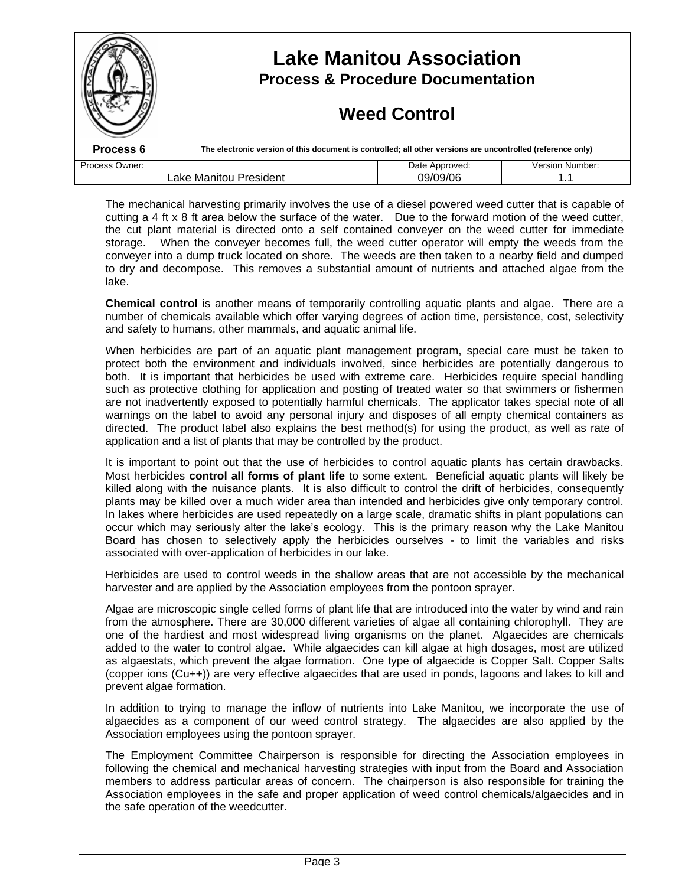The mechanical harvesting primarily involves the use of a diesel powered weed cutter that is capable of cutting a 4 ft x 8 ft area below the surface of the water. Due to the forward motion of the weed cutter, the cut plant material is directed onto a self contained conveyer on the weed cutter for immediate storage. When the conveyer becomes full, the weed cutter operator will empty the weeds from the conveyer into a dump truck located on shore. The weeds are then taken to a nearby field and dumped to dry and decompose. This removes a substantial amount of nutrients and attached algae from the lake.

**Chemical control** is another means of temporarily controlling aquatic plants and algae. There are a number of chemicals available which offer varying degrees of action time, persistence, cost, selectivity and safety to humans, other mammals, and aquatic animal life.

When herbicides are part of an aquatic plant management program, special care must be taken to protect both the environment and individuals involved, since herbicides are potentially dangerous to both. It is important that herbicides be used with extreme care. Herbicides require special handling such as protective clothing for application and posting of treated water so that swimmers or fishermen are not inadvertently exposed to potentially harmful chemicals. The applicator takes special note of all warnings on the label to avoid any personal injury and disposes of all empty chemical containers as directed. The product label also explains the best method(s) for using the product, as well as rate of application and a list of plants that may be controlled by the product.

It is important to point out that the use of herbicides to control aquatic plants has certain drawbacks. Most herbicides **control all forms of plant life** to some extent. Beneficial aquatic plants will likely be killed along with the nuisance plants. It is also difficult to control the drift of herbicides, consequently plants may be killed over a much wider area than intended and herbicides give only temporary control. In lakes where herbicides are used repeatedly on a large scale, dramatic shifts in plant populations can occur which may seriously alter the lake's ecology. This is the primary reason why the Lake Manitou Board has chosen to selectively apply the herbicides ourselves - to limit the variables and risks associated with over-application of herbicides in our lake.

Herbicides are used to control weeds in the shallow areas that are not accessible by the mechanical harvester and are applied by the Association employees from the pontoon sprayer.

Algae are microscopic single celled forms of plant life that are introduced into the water by wind and rain from the atmosphere. There are 30,000 different varieties of algae all containing chlorophyll. They are one of the hardiest and most widespread living organisms on the planet. Algaecides are chemicals added to the water to control algae. While algaecides can kill algae at high dosages, most are utilized as algaestats, which prevent the algae formation. One type of algaecide is Copper Salt. Copper Salts (copper ions ($Cu^{++}$)) are very effective algaecides that are used in ponds, lagoons and lakes to kill and prevent algae formation.

In addition to trying to manage the inflow of nutrients into Lake Manitou, we incorporate the use of algaecides as a component of our weed control strategy. The algaecides are also applied by the Association employees using the pontoon sprayer.

The Employment Committee Chairperson is responsible for directing the Association employees in following the chemical and mechanical harvesting strategies with input from the Board and Association members to address particular areas of concern. The chairperson is also responsible for training the Association employees in the safe and proper application of weed control chemicals/algaecides and in the safe operation of the weedcutter.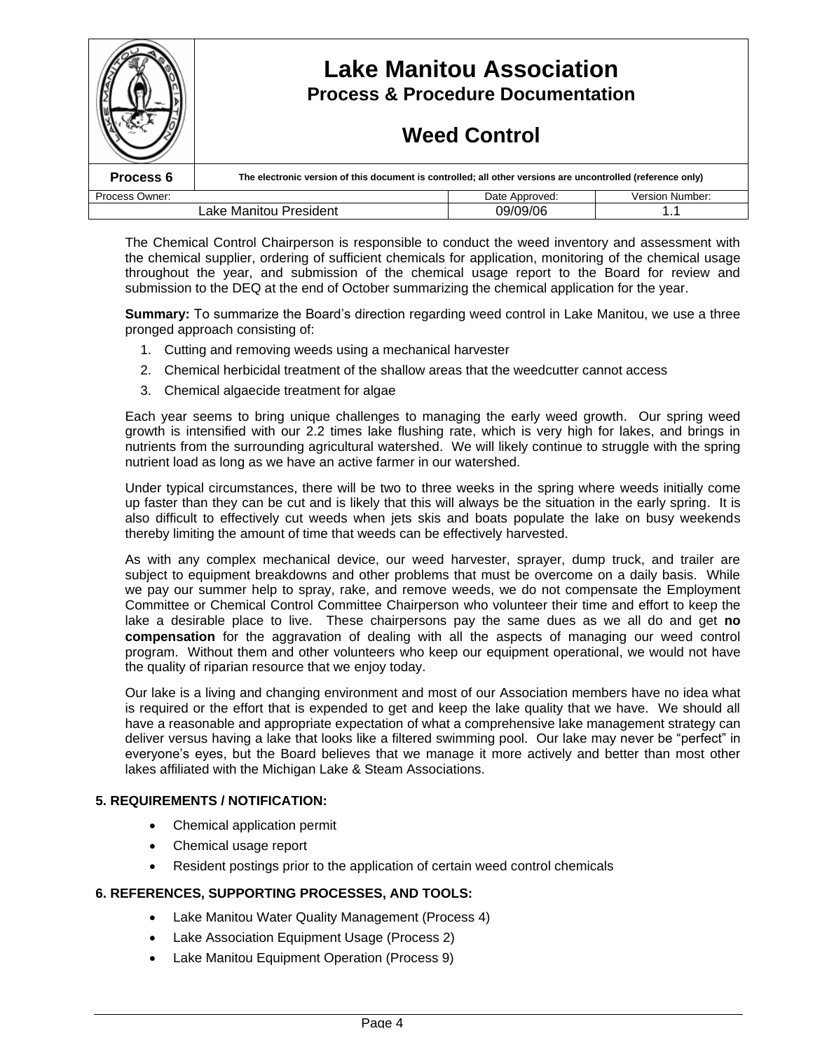The Chemical Control Chairperson is responsible to conduct the weed inventory and assessment with the chemical supplier, ordering of sufficient chemicals for application, monitoring of the chemical usage throughout the year, and submission of the chemical usage report to the Board for review and submission to the DEQ at the end of October summarizing the chemical application for the year.

**Summary:** To summarize the Board's direction regarding weed control in Lake Manitou, we use a three pronged approach consisting of:

1. Cutting and removing weeds using a mechanical harvester
2. Chemical herbicidal treatment of the shallow areas that the weedcutter cannot access
3. Chemical algaecide treatment for algae

Each year seems to bring unique challenges to managing the early weed growth. Our spring weed growth is intensified with our 2.2 times lake flushing rate, which is very high for lakes, and brings in nutrients from the surrounding agricultural watershed. We will likely continue to struggle with the spring nutrient load as long as we have an active farmer in our watershed.

Under typical circumstances, there will be two to three weeks in the spring where weeds initially come up faster than they can be cut and is likely that this will always be the situation in the early spring. It is also difficult to effectively cut weeds when jets skis and boats populate the lake on busy weekends thereby limiting the amount of time that weeds can be effectively harvested.

As with any complex mechanical device, our weed harvester, sprayer, dump truck, and trailer are subject to equipment breakdowns and other problems that must be overcome on a daily basis. While we pay our summer help to spray, rake, and remove weeds, we do not compensate the Employment Committee or Chemical Control Committee Chairperson who volunteer their time and effort to keep the lake a desirable place to live. These chairpersons pay the same dues as we all do and get **no compensation** for the aggravation of dealing with all the aspects of managing our weed control program. Without them and other volunteers who keep our equipment operational, we would not have the quality of riparian resource that we enjoy today.

Our lake is a living and changing environment and most of our Association members have no idea what is required or the effort that is expended to get and keep the lake quality that we have. We should all have a reasonable and appropriate expectation of what a comprehensive lake management strategy can deliver versus having a lake that looks like a filtered swimming pool. Our lake may never be "perfect" in everyone's eyes, but the Board believes that we manage it more actively and better than most other lakes affiliated with the Michigan Lake & Steam Associations.

## 5. REQUIREMENTS / NOTIFICATION:

- Chemical application permit
- Chemical usage report
- Resident postings prior to the application of certain weed control chemicals

## 6. REFERENCES, SUPPORTING PROCESSES, AND TOOLS:

- Lake Manitou Water Quality Management (Process 4)
- Lake Association Equipment Usage (Process 2)
- Lake Manitou Equipment Operation (Process 9)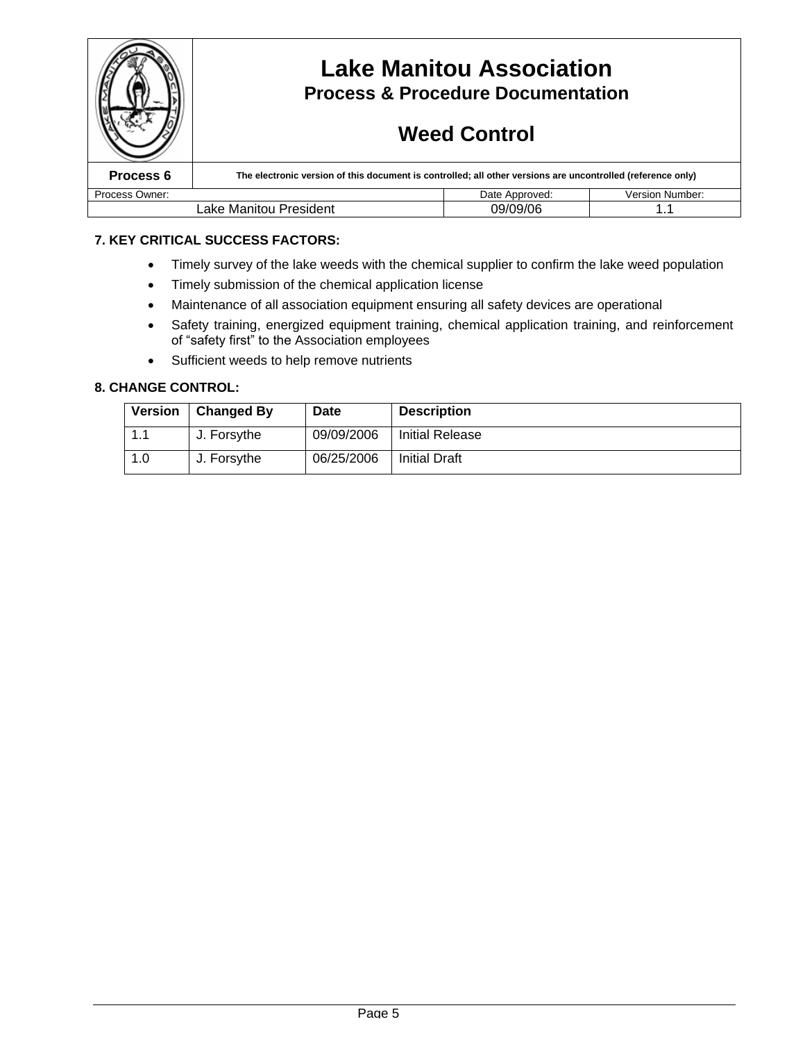## 7. KEY CRITICAL SUCCESS FACTORS:

- Timely survey of the lake weeds with the chemical supplier to confirm the lake weed population
- Timely submission of the chemical application license
- Maintenance of all association equipment ensuring all safety devices are operational
- Safety training, energized equipment training, chemical application training, and reinforcement of "safety first" to the Association employees
- Sufficient weeds to help remove nutrients

## 8. CHANGE CONTROL:

| Version | Changed By | Date | Description |
|---|---|---|---|
| 1.1 | J. Forsythe | 09/09/2006 | Initial Release |
| 1.0 | J. Forsythe | 06/25/2006 | Initial Draft |